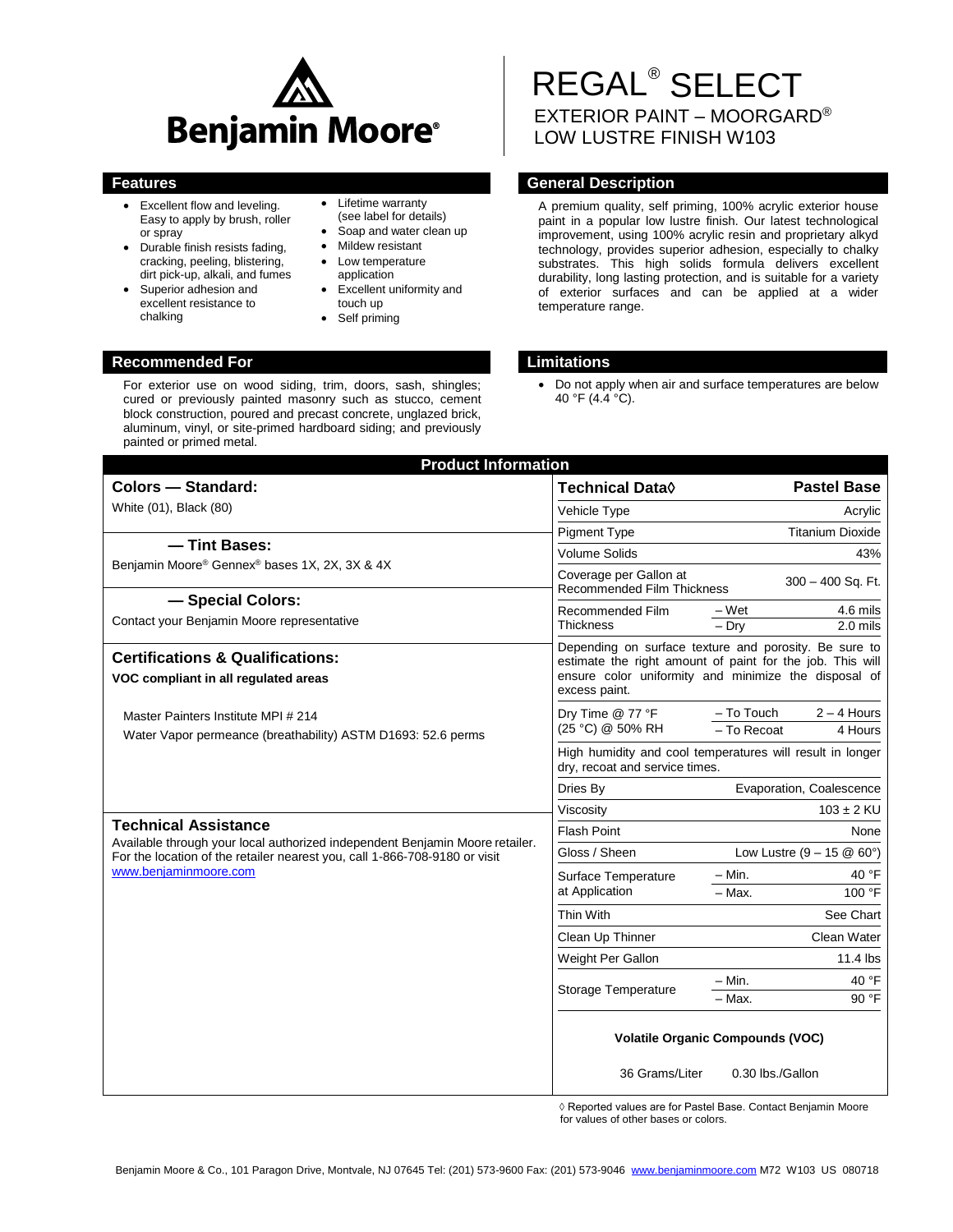Benjamin Moore®

# REGAL® SELECT

EXTERIOR PAINT – MOORGARD®
LOW LUSTRE FINISH W103

## Features

- Excellent flow and leveling. Easy to apply by brush, roller or spray
- Durable finish resists fading, cracking, peeling, blistering, dirt pick-up, alkali, and fumes
- Superior adhesion and excellent resistance to chalking
- Lifetime warranty (see label for details)
- Soap and water clean up
- Mildew resistant
- Low temperature application
- Excellent uniformity and touch up
- Self priming

## General Description

A premium quality, self priming, 100% acrylic exterior house paint in a popular low lustre finish. Our latest technological improvement, using 100% acrylic resin and proprietary alkyd technology, provides superior adhesion, especially to chalky substrates. This high solids formula delivers excellent durability, long lasting protection, and is suitable for a variety of exterior surfaces and can be applied at a wider temperature range.

## Recommended For

For exterior use on wood siding, trim, doors, sash, shingles; cured or previously painted masonry such as stucco, cement block construction, poured and precast concrete, unglazed brick, aluminum, vinyl, or site-primed hardboard siding; and previously painted or primed metal.

## Limitations

- Do not apply when air and surface temperatures are below 40 °F (4.4 °C).

## Product Information

### Colors — Standard:

White (01), Black (80)

### — Tint Bases:

Benjamin Moore® Gennex® bases 1X, 2X, 3X & 4X

### — Special Colors:

Contact your Benjamin Moore representative

### Certifications & Qualifications:

**VOC compliant in all regulated areas**

Master Painters Institute MPI # 214

Water Vapor permeance (breathability) ASTM D1693: 52.6 perms

### Technical Assistance

Available through your local authorized independent Benjamin Moore retailer. For the location of the retailer nearest you, call 1-866-708-9180 or visit www.benjaminmoore.com

| Technical Data◊ | | Pastel Base |
|---|---|---|
| Vehicle Type | | Acrylic |
| Pigment Type | | Titanium Dioxide |
| Volume Solids | | 43% |
| Coverage per Gallon at Recommended Film Thickness | | 300 – 400 Sq. Ft. |
| Recommended Film Thickness | – Wet | 4.6 mils |
| | – Dry | 2.0 mils |
| Depending on surface texture and porosity. Be sure to estimate the right amount of paint for the job. This will ensure color uniformity and minimize the disposal of excess paint. | | |
| Dry Time @ 77 °F (25 °C) @ 50% RH | – To Touch | 2 – 4 Hours |
| | – To Recoat | 4 Hours |
| High humidity and cool temperatures will result in longer dry, recoat and service times. | | |
| Dries By | | Evaporation, Coalescence |
| Viscosity | | 103 ± 2 KU |
| Flash Point | | None |
| Gloss / Sheen | | Low Lustre (9 – 15 @ 60°) |
| Surface Temperature at Application | – Min. | 40 °F |
| | – Max. | 100 °F |
| Thin With | | See Chart |
| Clean Up Thinner | | Clean Water |
| Weight Per Gallon | | 11.4 lbs |
| Storage Temperature | – Min. | 40 °F |
| | – Max. | 90 °F |

**Volatile Organic Compounds (VOC)**

36 Grams/Liter 0.30 lbs./Gallon

◊ Reported values are for Pastel Base. Contact Benjamin Moore for values of other bases or colors.

Benjamin Moore & Co., 101 Paragon Drive, Montvale, NJ 07645 Tel: (201) 573-9600 Fax: (201) 573-9046 www.benjaminmoore.com M72 W103 US 080718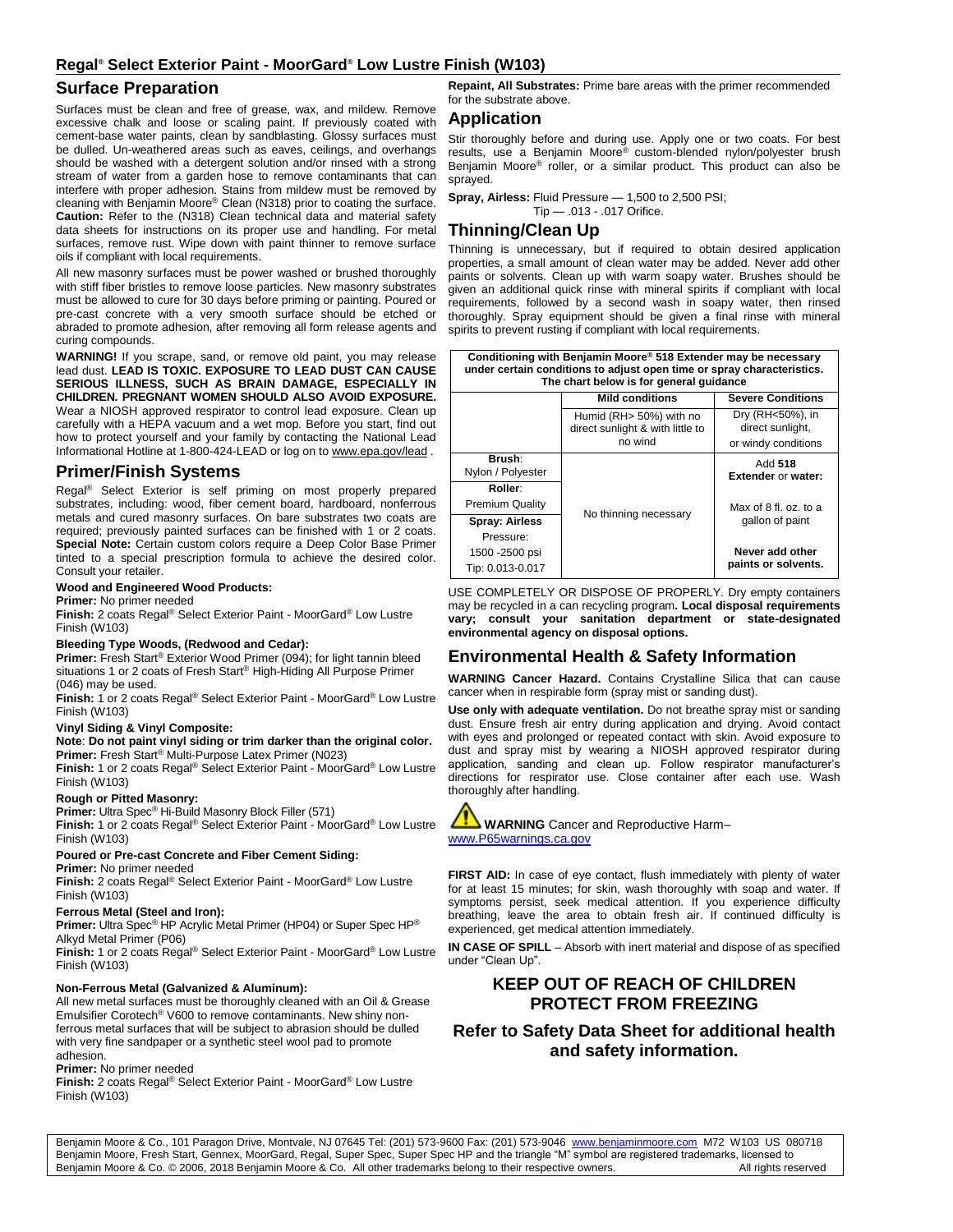# Regal® Select Exterior Paint - MoorGard® Low Lustre Finish (W103)

## Surface Preparation

Surfaces must be clean and free of grease, wax, and mildew. Remove excessive chalk and loose or scaling paint. If previously coated with cement-base water paints, clean by sandblasting. Glossy surfaces must be dulled. Un-weathered areas such as eaves, ceilings, and overhangs should be washed with a detergent solution and/or rinsed with a strong stream of water from a garden hose to remove contaminants that can interfere with proper adhesion. Stains from mildew must be removed by cleaning with Benjamin Moore® Clean (N318) prior to coating the surface. **Caution:** Refer to the (N318) Clean technical data and material safety data sheets for instructions on its proper use and handling. For metal surfaces, remove rust. Wipe down with paint thinner to remove surface oils if compliant with local requirements.

All new masonry surfaces must be power washed or brushed thoroughly with stiff fiber bristles to remove loose particles. New masonry substrates must be allowed to cure for 30 days before priming or painting. Poured or pre-cast concrete with a very smooth surface should be etched or abraded to promote adhesion, after removing all form release agents and curing compounds.

**WARNING!** If you scrape, sand, or remove old paint, you may release lead dust. **LEAD IS TOXIC. EXPOSURE TO LEAD DUST CAN CAUSE SERIOUS ILLNESS, SUCH AS BRAIN DAMAGE, ESPECIALLY IN CHILDREN. PREGNANT WOMEN SHOULD ALSO AVOID EXPOSURE.** Wear a NIOSH approved respirator to control lead exposure. Clean up carefully with a HEPA vacuum and a wet mop. Before you start, find out how to protect yourself and your family by contacting the National Lead Informational Hotline at 1-800-424-LEAD or log on to www.epa.gov/lead .

## Primer/Finish Systems

Regal® Select Exterior is self priming on most properly prepared substrates, including: wood, fiber cement board, hardboard, nonferrous metals and cured masonry surfaces. On bare substrates two coats are required; previously painted surfaces can be finished with 1 or 2 coats. **Special Note:** Certain custom colors require a Deep Color Base Primer tinted to a special prescription formula to achieve the desired color. Consult your retailer.

**Wood and Engineered Wood Products:**
**Primer:** No primer needed
**Finish:** 2 coats Regal® Select Exterior Paint - MoorGard® Low Lustre Finish (W103)

**Bleeding Type Woods, (Redwood and Cedar):**
**Primer:** Fresh Start® Exterior Wood Primer (094); for light tannin bleed situations 1 or 2 coats of Fresh Start® High-Hiding All Purpose Primer (046) may be used.
**Finish:** 1 or 2 coats Regal® Select Exterior Paint - MoorGard® Low Lustre Finish (W103)

**Vinyl Siding & Vinyl Composite:**
**Note**: **Do not paint vinyl siding or trim darker than the original color.**
**Primer:** Fresh Start® Multi-Purpose Latex Primer (N023)
**Finish:** 1 or 2 coats Regal® Select Exterior Paint - MoorGard® Low Lustre Finish (W103)

**Rough or Pitted Masonry:**
**Primer:** Ultra Spec® Hi-Build Masonry Block Filler (571)
**Finish:** 1 or 2 coats Regal® Select Exterior Paint - MoorGard® Low Lustre Finish (W103)

**Poured or Pre-cast Concrete and Fiber Cement Siding:**
**Primer:** No primer needed
**Finish:** 2 coats Regal® Select Exterior Paint - MoorGard® Low Lustre Finish (W103)

**Ferrous Metal (Steel and Iron):**
**Primer:** Ultra Spec® HP Acrylic Metal Primer (HP04) or Super Spec HP® Alkyd Metal Primer (P06)
**Finish:** 1 or 2 coats Regal® Select Exterior Paint - MoorGard® Low Lustre Finish (W103)

**Non-Ferrous Metal (Galvanized & Aluminum):**
All new metal surfaces must be thoroughly cleaned with an Oil & Grease Emulsifier Corotech® V600 to remove contaminants. New shiny non-ferrous metal surfaces that will be subject to abrasion should be dulled with very fine sandpaper or a synthetic steel wool pad to promote adhesion.
**Primer:** No primer needed
**Finish:** 2 coats Regal® Select Exterior Paint - MoorGard® Low Lustre Finish (W103)

**Repaint, All Substrates:** Prime bare areas with the primer recommended for the substrate above.

## Application

Stir thoroughly before and during use. Apply one or two coats. For best results, use a Benjamin Moore® custom-blended nylon/polyester brush Benjamin Moore® roller, or a similar product. This product can also be sprayed.

**Spray, Airless:** Fluid Pressure — 1,500 to 2,500 PSI;
Tip — .013 - .017 Orifice.

## Thinning/Clean Up

Thinning is unnecessary, but if required to obtain desired application properties, a small amount of clean water may be added. Never add other paints or solvents. Clean up with warm soapy water. Brushes should be given an additional quick rinse with mineral spirits if compliant with local requirements, followed by a second wash in soapy water, then rinsed thoroughly. Spray equipment should be given a final rinse with mineral spirits to prevent rusting if compliant with local requirements.

**Conditioning with Benjamin Moore® 518 Extender may be necessary under certain conditions to adjust open time or spray characteristics. The chart below is for general guidance**

| | **Mild conditions** | **Severe Conditions** |
|---|---|---|
| | Humid (RH> 50%) with no direct sunlight & with little to no wind | Dry (RH<50%), in direct sunlight, or windy conditions |
| **Brush**: Nylon / Polyester | No thinning necessary | Add **518 Extender** or **water:** |
| **Roller**: Premium Quality | | Max of 8 fl. oz. to a gallon of paint |
| **Spray: Airless** Pressure: 1500 -2500 psi Tip: 0.013-0.017 | | **Never add other paints or solvents.** |

USE COMPLETELY OR DISPOSE OF PROPERLY. Dry empty containers may be recycled in a can recycling program**. Local disposal requirements vary; consult your sanitation department or state-designated environmental agency on disposal options.**

## Environmental Health & Safety Information

**WARNING Cancer Hazard.** Contains Crystalline Silica that can cause cancer when in respirable form (spray mist or sanding dust).

**Use only with adequate ventilation.** Do not breathe spray mist or sanding dust. Ensure fresh air entry during application and drying. Avoid contact with eyes and prolonged or repeated contact with skin. Avoid exposure to dust and spray mist by wearing a NIOSH approved respirator during application, sanding and clean up. Follow respirator manufacturer's directions for respirator use. Close container after each use. Wash thoroughly after handling.

**WARNING** Cancer and Reproductive Harm– www.P65warnings.ca.gov

**FIRST AID:** In case of eye contact, flush immediately with plenty of water for at least 15 minutes; for skin, wash thoroughly with soap and water. If symptoms persist, seek medical attention. If you experience difficulty breathing, leave the area to obtain fresh air. If continued difficulty is experienced, get medical attention immediately.

**IN CASE OF SPILL** – Absorb with inert material and dispose of as specified under "Clean Up".

### KEEP OUT OF REACH OF CHILDREN
### PROTECT FROM FREEZING

### Refer to Safety Data Sheet for additional health and safety information.

Benjamin Moore & Co., 101 Paragon Drive, Montvale, NJ 07645 Tel: (201) 573-9600 Fax: (201) 573-9046 www.benjaminmoore.com M72 W103 US 080718
Benjamin Moore, Fresh Start, Gennex, MoorGard, Regal, Super Spec, Super Spec HP and the triangle "M" symbol are registered trademarks, licensed to Benjamin Moore & Co. © 2006, 2018 Benjamin Moore & Co. All other trademarks belong to their respective owners. All rights reserved